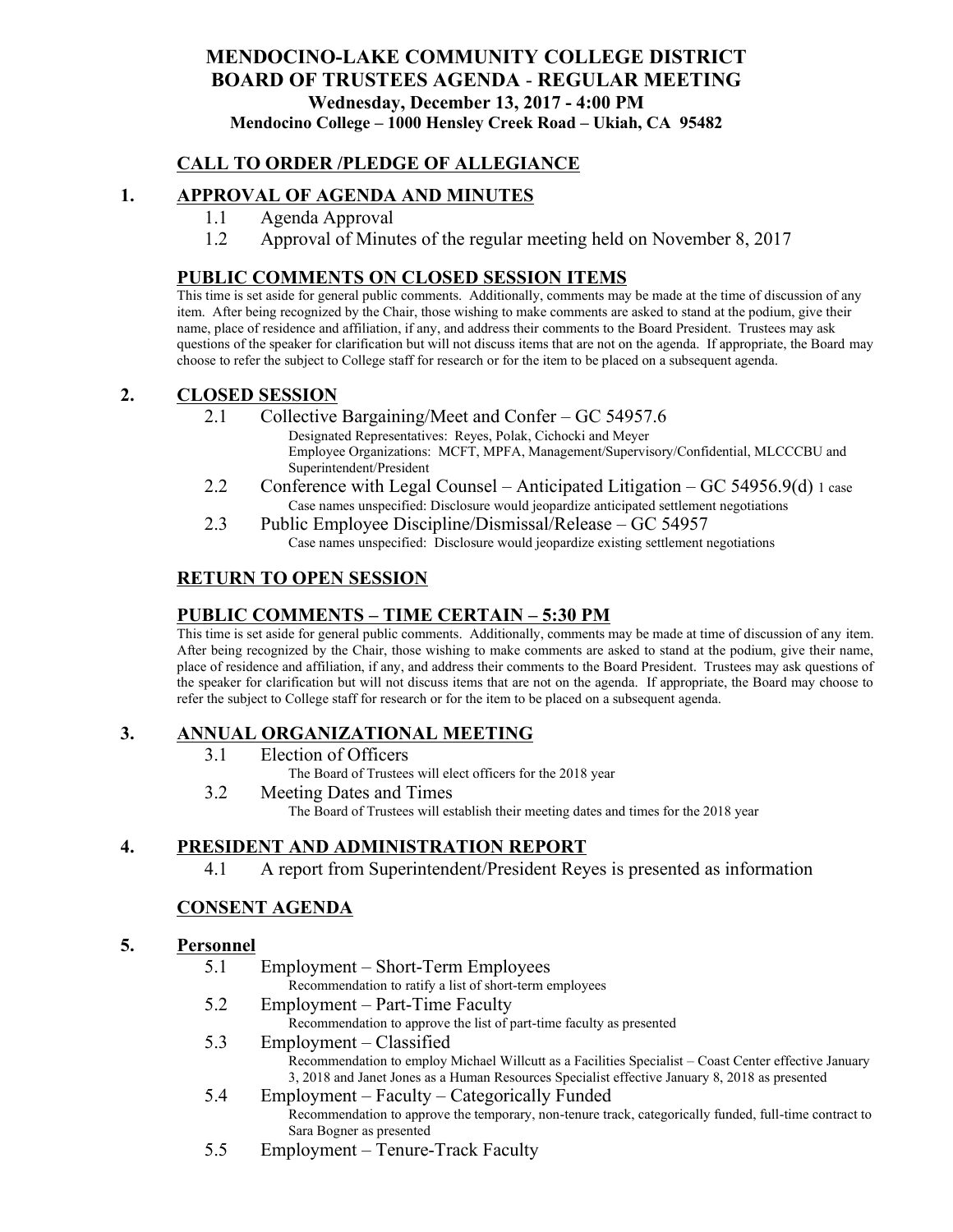# MENDOCINO-LAKE COMMUNITY COLLEGE DISTRICT
# BOARD OF TRUSTEES AGENDA - REGULAR MEETING

**Wednesday, December 13, 2017 - 4:00 PM**

**Mendocino College – 1000 Hensley Creek Road – Ukiah, CA 95482**

## CALL TO ORDER /PLEDGE OF ALLEGIANCE

## 1. APPROVAL OF AGENDA AND MINUTES

1.1 Agenda Approval

1.2 Approval of Minutes of the regular meeting held on November 8, 2017

## PUBLIC COMMENTS ON CLOSED SESSION ITEMS

This time is set aside for general public comments. Additionally, comments may be made at the time of discussion of any item. After being recognized by the Chair, those wishing to make comments are asked to stand at the podium, give their name, place of residence and affiliation, if any, and address their comments to the Board President. Trustees may ask questions of the speaker for clarification but will not discuss items that are not on the agenda. If appropriate, the Board may choose to refer the subject to College staff for research or for the item to be placed on a subsequent agenda.

## 2. CLOSED SESSION

2.1 Collective Bargaining/Meet and Confer – GC 54957.6

Designated Representatives: Reyes, Polak, Cichocki and Meyer
Employee Organizations: MCFT, MPFA, Management/Supervisory/Confidential, MLCCCBU and Superintendent/President

2.2 Conference with Legal Counsel – Anticipated Litigation – GC 54956.9(d) 1 case

Case names unspecified: Disclosure would jeopardize anticipated settlement negotiations

2.3 Public Employee Discipline/Dismissal/Release – GC 54957

Case names unspecified: Disclosure would jeopardize existing settlement negotiations

## RETURN TO OPEN SESSION

## PUBLIC COMMENTS – TIME CERTAIN – 5:30 PM

This time is set aside for general public comments. Additionally, comments may be made at time of discussion of any item. After being recognized by the Chair, those wishing to make comments are asked to stand at the podium, give their name, place of residence and affiliation, if any, and address their comments to the Board President. Trustees may ask questions of the speaker for clarification but will not discuss items that are not on the agenda. If appropriate, the Board may choose to refer the subject to College staff for research or for the item to be placed on a subsequent agenda.

## 3. ANNUAL ORGANIZATIONAL MEETING

3.1 Election of Officers

The Board of Trustees will elect officers for the 2018 year

3.2 Meeting Dates and Times

The Board of Trustees will establish their meeting dates and times for the 2018 year

## 4. PRESIDENT AND ADMINISTRATION REPORT

4.1 A report from Superintendent/President Reyes is presented as information

## CONSENT AGENDA

## 5. Personnel

5.1 Employment – Short-Term Employees

Recommendation to ratify a list of short-term employees

5.2 Employment – Part-Time Faculty

Recommendation to approve the list of part-time faculty as presented

5.3 Employment – Classified

Recommendation to employ Michael Willcutt as a Facilities Specialist – Coast Center effective January 3, 2018 and Janet Jones as a Human Resources Specialist effective January 8, 2018 as presented

5.4 Employment – Faculty – Categorically Funded

Recommendation to approve the temporary, non-tenure track, categorically funded, full-time contract to Sara Bogner as presented

5.5 Employment – Tenure-Track Faculty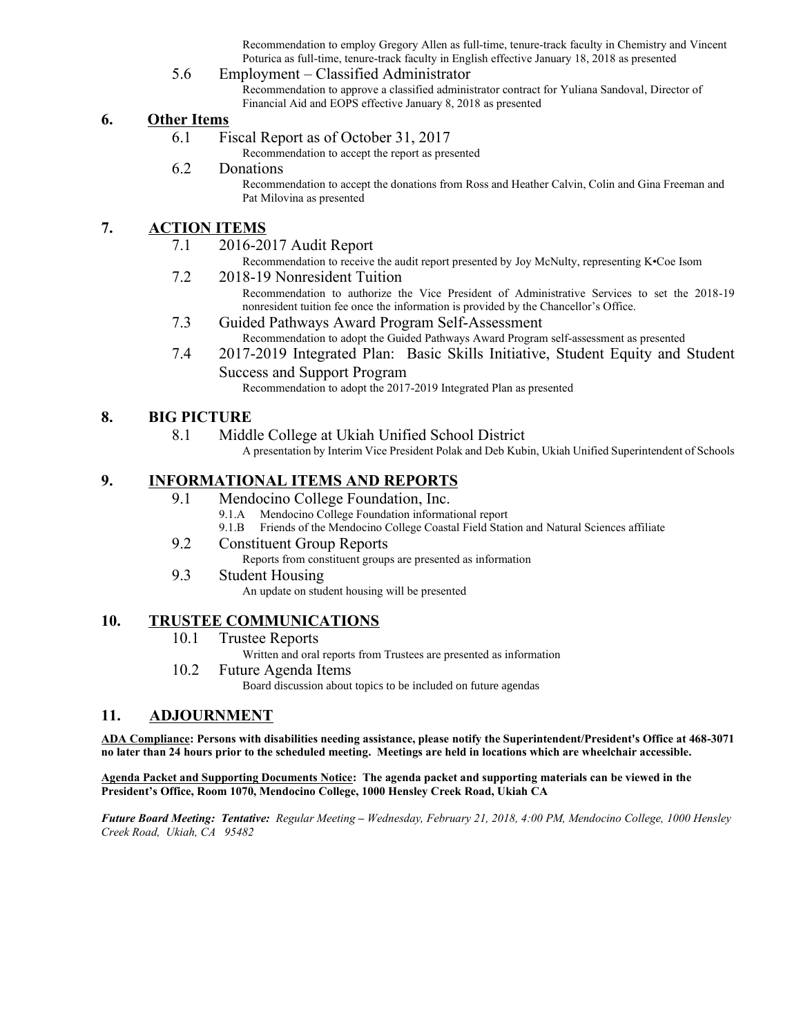Recommendation to employ Gregory Allen as full-time, tenure-track faculty in Chemistry and Vincent Poturica as full-time, tenure-track faculty in English effective January 18, 2018 as presented

5.6 Employment – Classified Administrator

Recommendation to approve a classified administrator contract for Yuliana Sandoval, Director of Financial Aid and EOPS effective January 8, 2018 as presented

## 6. Other Items

6.1 Fiscal Report as of October 31, 2017

Recommendation to accept the report as presented

6.2 Donations

Recommendation to accept the donations from Ross and Heather Calvin, Colin and Gina Freeman and Pat Milovina as presented

## 7. ACTION ITEMS

7.1 2016-2017 Audit Report

Recommendation to receive the audit report presented by Joy McNulty, representing K•Coe Isom

7.2 2018-19 Nonresident Tuition

Recommendation to authorize the Vice President of Administrative Services to set the 2018-19 nonresident tuition fee once the information is provided by the Chancellor's Office.

7.3 Guided Pathways Award Program Self-Assessment

Recommendation to adopt the Guided Pathways Award Program self-assessment as presented

7.4 2017-2019 Integrated Plan: Basic Skills Initiative, Student Equity and Student Success and Support Program

Recommendation to adopt the 2017-2019 Integrated Plan as presented

## 8. BIG PICTURE

8.1 Middle College at Ukiah Unified School District

A presentation by Interim Vice President Polak and Deb Kubin, Ukiah Unified Superintendent of Schools

## 9. INFORMATIONAL ITEMS AND REPORTS

9.1 Mendocino College Foundation, Inc.

9.1.A Mendocino College Foundation informational report

9.1.B Friends of the Mendocino College Coastal Field Station and Natural Sciences affiliate

9.2 Constituent Group Reports

Reports from constituent groups are presented as information

9.3 Student Housing

An update on student housing will be presented

## 10. TRUSTEE COMMUNICATIONS

10.1 Trustee Reports

Written and oral reports from Trustees are presented as information

10.2 Future Agenda Items

Board discussion about topics to be included on future agendas

## 11. ADJOURNMENT

**ADA Compliance: Persons with disabilities needing assistance, please notify the Superintendent/President's Office at 468-3071 no later than 24 hours prior to the scheduled meeting. Meetings are held in locations which are wheelchair accessible.**

**Agenda Packet and Supporting Documents Notice: The agenda packet and supporting materials can be viewed in the President's Office, Room 1070, Mendocino College, 1000 Hensley Creek Road, Ukiah CA**

***Future Board Meeting: Tentative:*** *Regular Meeting – Wednesday, February 21, 2018, 4:00 PM, Mendocino College, 1000 Hensley Creek Road, Ukiah, CA 95482*